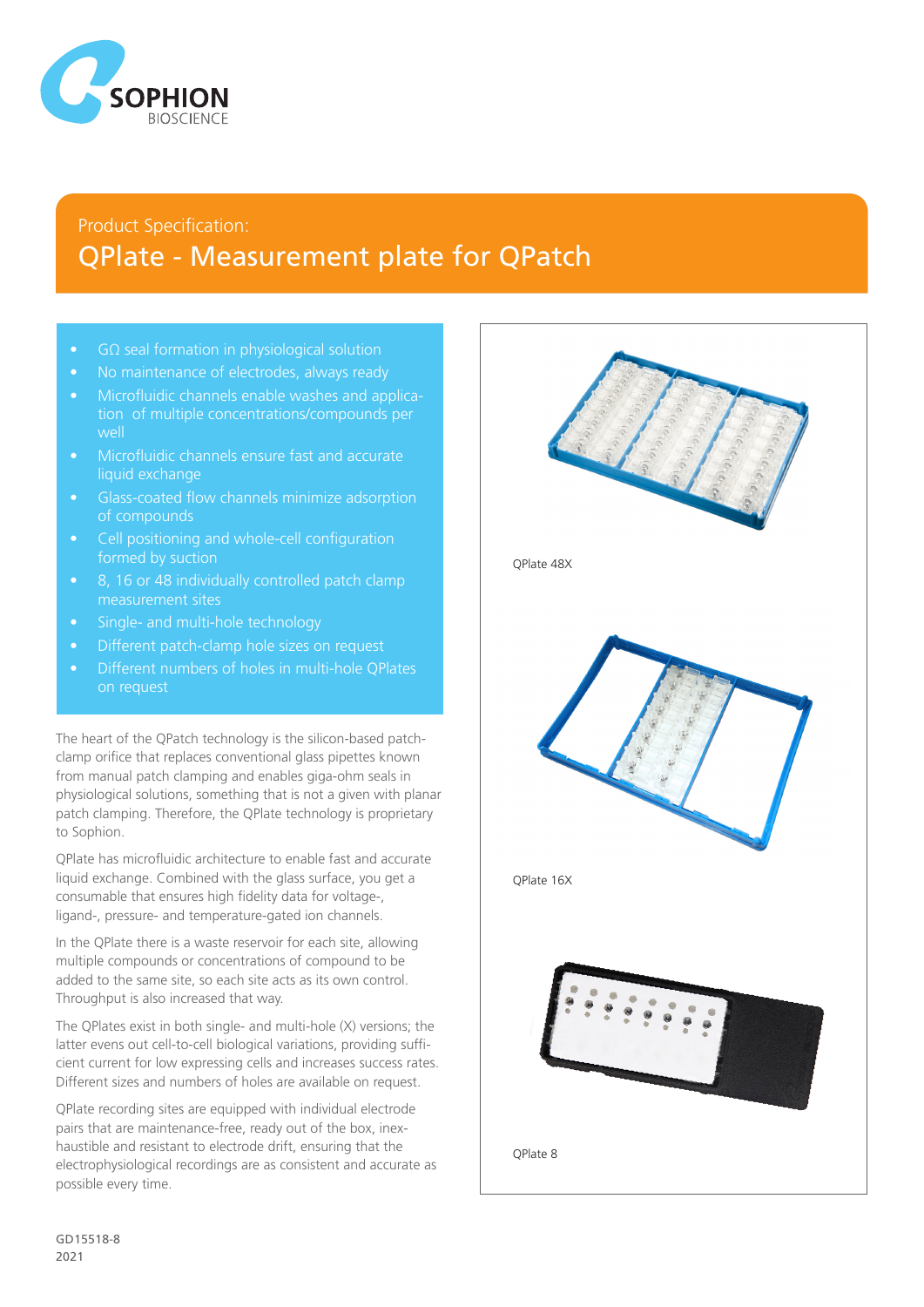Product Specification:

# QPlate - Measurement plate for QPatch

- GΩ seal formation in physiological solution
- No maintenance of electrodes, always ready
- Microfluidic channels enable washes and application of multiple concentrations/compounds per well
- Microfluidic channels ensure fast and accurate liquid exchange
- Glass-coated flow channels minimize adsorption of compounds
- Cell positioning and whole-cell configuration formed by suction
- 8, 16 or 48 individually controlled patch clamp measurement sites
- Single- and multi-hole technology
- Different patch-clamp hole sizes on request
- Different numbers of holes in multi-hole QPlates on request

The heart of the QPatch technology is the silicon-based patch-clamp orifice that replaces conventional glass pipettes known from manual patch clamping and enables giga-ohm seals in physiological solutions, something that is not a given with planar patch clamping. Therefore, the QPlate technology is proprietary to Sophion.

QPlate has microfluidic architecture to enable fast and accurate liquid exchange. Combined with the glass surface, you get a consumable that ensures high fidelity data for voltage-, ligand-, pressure- and temperature-gated ion channels.

In the QPlate there is a waste reservoir for each site, allowing multiple compounds or concentrations of compound to be added to the same site, so each site acts as its own control. Throughput is also increased that way.

The QPlates exist in both single- and multi-hole (X) versions; the latter evens out cell-to-cell biological variations, providing sufficient current for low expressing cells and increases success rates. Different sizes and numbers of holes are available on request.

QPlate recording sites are equipped with individual electrode pairs that are maintenance-free, ready out of the box, inexhaustible and resistant to electrode drift, ensuring that the electrophysiological recordings are as consistent and accurate as possible every time.

QPlate 48X

QPlate 16X

QPlate 8

GD15518-8
2021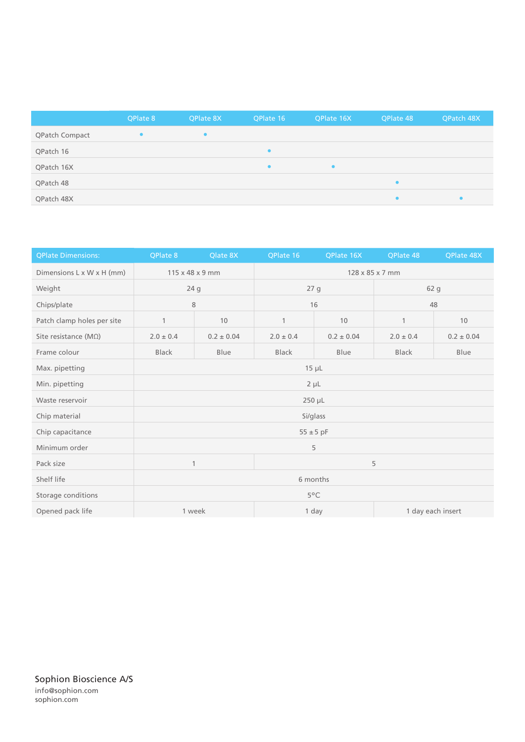| | QPlate 8 | QPlate 8X | QPlate 16 | QPlate 16X | QPlate 48 | QPatch 48X |
|---|---|---|---|---|---|---|
| QPatch Compact | • | • | | | | |
| QPatch 16 | | | • | | | |
| QPatch 16X | | | • | • | | |
| QPatch 48 | | | | | • | |
| QPatch 48X | | | | | • | • |

| QPlate Dimensions: | QPlate 8 | Qlate 8X | QPlate 16 | QPlate 16X | QPlate 48 | QPlate 48X |
|---|---|---|---|---|---|---|
| Dimensions L x W x H (mm) | 115 x 48 x 9 mm | | 128 x 85 x 7 mm | | | |
| Weight | 24 g | | 27 g | | 62 g | |
| Chips/plate | 8 | | 16 | | 48 | |
| Patch clamp holes per site | 1 | 10 | 1 | 10 | 1 | 10 |
| Site resistance (MΩ) | 2.0 ± 0.4 | 0.2 ± 0.04 | 2.0 ± 0.4 | 0.2 ± 0.04 | 2.0 ± 0.4 | 0.2 ± 0.04 |
| Frame colour | Black | Blue | Black | Blue | Black | Blue |
| Max. pipetting | 15 µL | | | | | |
| Min. pipetting | 2 µL | | | | | |
| Waste reservoir | 250 µL | | | | | |
| Chip material | Si/glass | | | | | |
| Chip capacitance | 55 ±5 pF | | | | | |
| Minimum order | 5 | | | | | |
| Pack size | 1 | | 5 | | | |
| Shelf life | 6 months | | | | | |
| Storage conditions | 5°C | | | | | |
| Opened pack life | 1 week | | 1 day | | 1 day each insert | |

Sophion Bioscience A/S
info@sophion.com
sophion.com